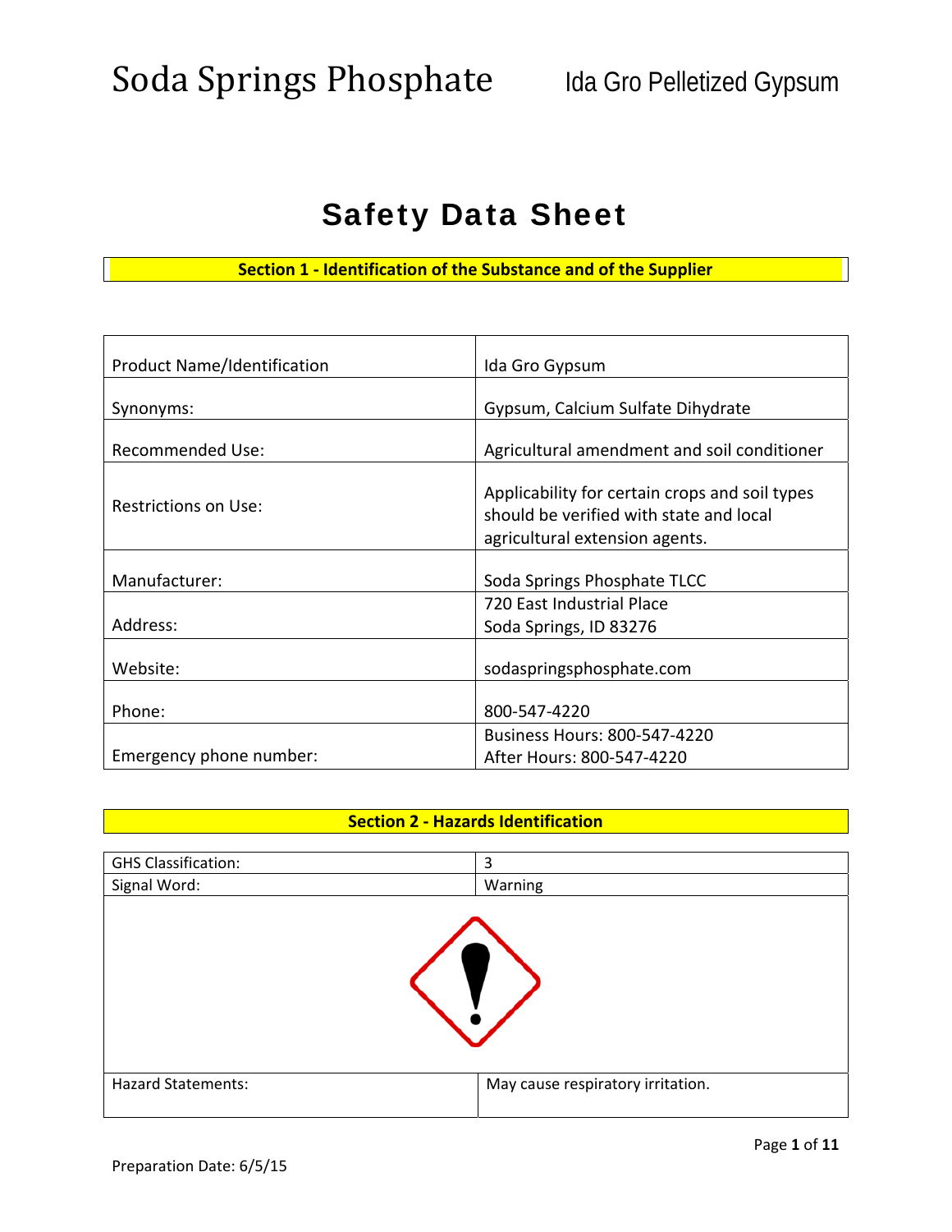# Soda Springs Phosphate — Ida Gro Pelletized Gypsum

# Safety Data Sheet

## Section 1 - Identification of the Substance and of the Supplier

| | |
|---|---|
| Product Name/Identification | Ida Gro Gypsum |
| Synonyms: | Gypsum, Calcium Sulfate Dihydrate |
| Recommended Use: | Agricultural amendment and soil conditioner |
| Restrictions on Use: | Applicability for certain crops and soil types should be verified with state and local agricultural extension agents. |
| Manufacturer: | Soda Springs Phosphate TLCC |
| Address: | 720 East Industrial Place<br>Soda Springs, ID 83276 |
| Website: | sodaspringsphosphate.com |
| Phone: | 800-547-4220 |
| Emergency phone number: | Business Hours: 800-547-4220<br>After Hours: 800-547-4220 |

## Section 2 - Hazards Identification

| | |
|---|---|
| GHS Classification: | 3 |
| Signal Word: | Warning |
| Hazard Statements: | May cause respiratory irritation. |

Preparation Date: 6/5/15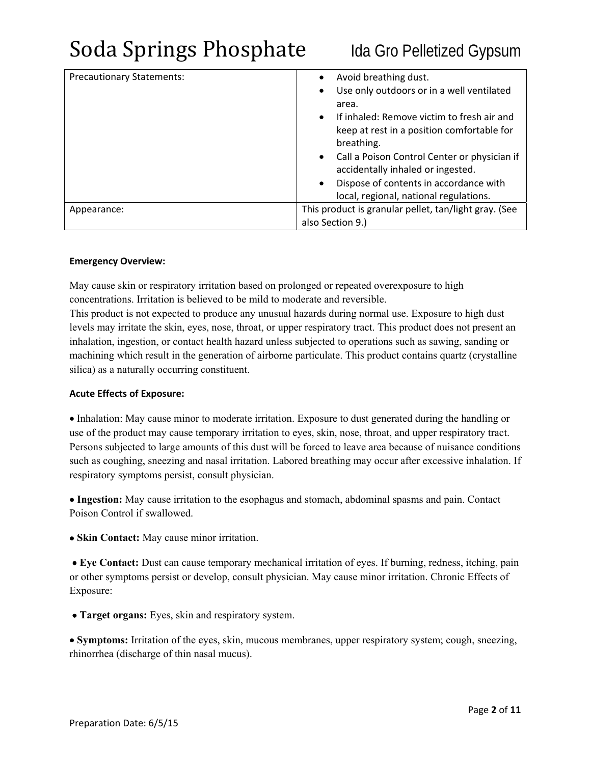| | |
|---|---|
| Precautionary Statements: | • Avoid breathing dust.<br>• Use only outdoors or in a well ventilated area.<br>• If inhaled: Remove victim to fresh air and keep at rest in a position comfortable for breathing.<br>• Call a Poison Control Center or physician if accidentally inhaled or ingested.<br>• Dispose of contents in accordance with local, regional, national regulations. |
| Appearance: | This product is granular pellet, tan/light gray. (See also Section 9.) |

**Emergency Overview:**

May cause skin or respiratory irritation based on prolonged or repeated overexposure to high concentrations. Irritation is believed to be mild to moderate and reversible.
This product is not expected to produce any unusual hazards during normal use. Exposure to high dust levels may irritate the skin, eyes, nose, throat, or upper respiratory tract. This product does not present an inhalation, ingestion, or contact health hazard unless subjected to operations such as sawing, sanding or machining which result in the generation of airborne particulate. This product contains quartz (crystalline silica) as a naturally occurring constituent.

**Acute Effects of Exposure:**

- Inhalation: May cause minor to moderate irritation. Exposure to dust generated during the handling or use of the product may cause temporary irritation to eyes, skin, nose, throat, and upper respiratory tract. Persons subjected to large amounts of this dust will be forced to leave area because of nuisance conditions such as coughing, sneezing and nasal irritation. Labored breathing may occur after excessive inhalation. If respiratory symptoms persist, consult physician.

- **Ingestion:** May cause irritation to the esophagus and stomach, abdominal spasms and pain. Contact Poison Control if swallowed.

- **Skin Contact:** May cause minor irritation.

- **Eye Contact:** Dust can cause temporary mechanical irritation of eyes. If burning, redness, itching, pain or other symptoms persist or develop, consult physician. May cause minor irritation. Chronic Effects of Exposure:

- **Target organs:** Eyes, skin and respiratory system.

- **Symptoms:** Irritation of the eyes, skin, mucous membranes, upper respiratory system; cough, sneezing, rhinorrhea (discharge of thin nasal mucus).

Preparation Date: 6/5/15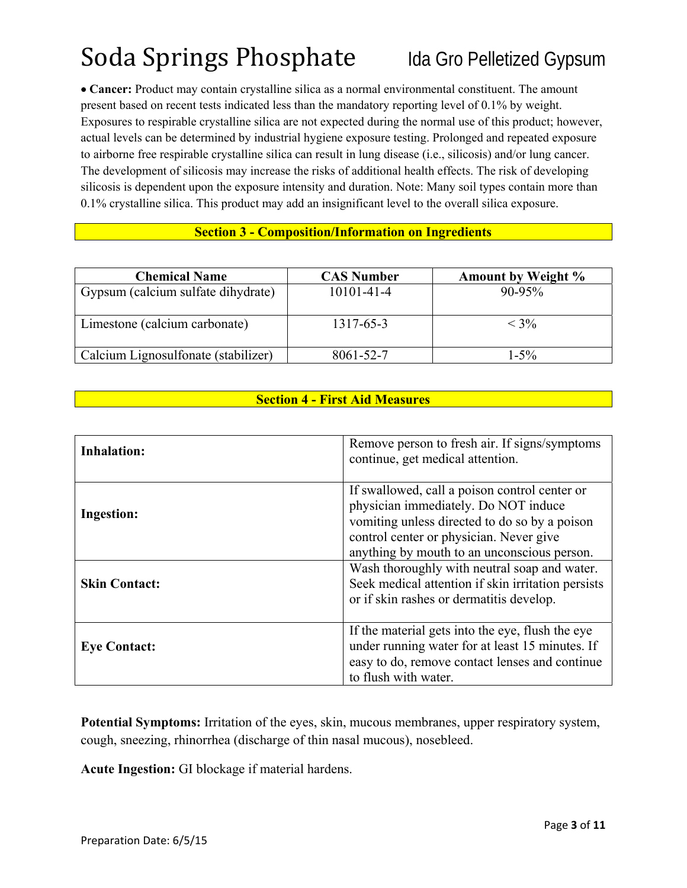- **Cancer:** Product may contain crystalline silica as a normal environmental constituent. The amount present based on recent tests indicated less than the mandatory reporting level of 0.1% by weight. Exposures to respirable crystalline silica are not expected during the normal use of this product; however, actual levels can be determined by industrial hygiene exposure testing. Prolonged and repeated exposure to airborne free respirable crystalline silica can result in lung disease (i.e., silicosis) and/or lung cancer. The development of silicosis may increase the risks of additional health effects. The risk of developing silicosis is dependent upon the exposure intensity and duration. Note: Many soil types contain more than 0.1% crystalline silica. This product may add an insignificant level to the overall silica exposure.

## Section 3 - Composition/Information on Ingredients

| Chemical Name | CAS Number | Amount by Weight % |
|---|---|---|
| Gypsum (calcium sulfate dihydrate) | 10101-41-4 | 90-95% |
| Limestone (calcium carbonate) | 1317-65-3 | < 3% |
| Calcium Lignosulfonate (stabilizer) | 8061-52-7 | 1-5% |

## Section 4 - First Aid Measures

| | |
|---|---|
| **Inhalation:** | Remove person to fresh air. If signs/symptoms continue, get medical attention. |
| **Ingestion:** | If swallowed, call a poison control center or physician immediately. Do NOT induce vomiting unless directed to do so by a poison control center or physician. Never give anything by mouth to an unconscious person. |
| **Skin Contact:** | Wash thoroughly with neutral soap and water. Seek medical attention if skin irritation persists or if skin rashes or dermatitis develop. |
| **Eye Contact:** | If the material gets into the eye, flush the eye under running water for at least 15 minutes. If easy to do, remove contact lenses and continue to flush with water. |

**Potential Symptoms:** Irritation of the eyes, skin, mucous membranes, upper respiratory system, cough, sneezing, rhinorrhea (discharge of thin nasal mucous), nosebleed.

**Acute Ingestion:** GI blockage if material hardens.

Preparation Date: 6/5/15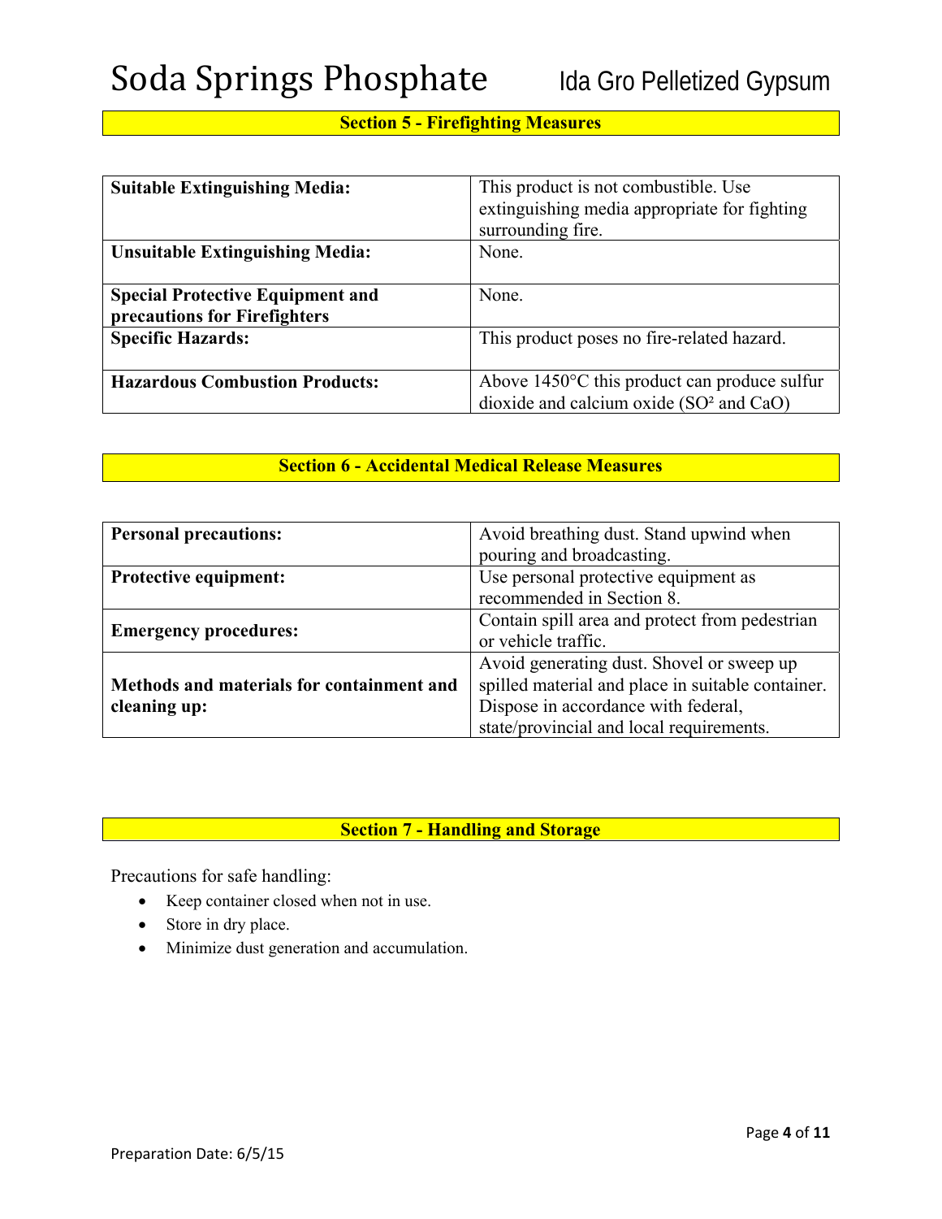## Section 5 - Firefighting Measures

| | |
|---|---|
| **Suitable Extinguishing Media:** | This product is not combustible. Use extinguishing media appropriate for fighting surrounding fire. |
| **Unsuitable Extinguishing Media:** | None. |
| **Special Protective Equipment and precautions for Firefighters** | None. |
| **Specific Hazards:** | This product poses no fire-related hazard. |
| **Hazardous Combustion Products:** | Above 1450°C this product can produce sulfur dioxide and calcium oxide ($SO^2$ and CaO) |

## Section 6 - Accidental Medical Release Measures

| | |
|---|---|
| **Personal precautions:** | Avoid breathing dust. Stand upwind when pouring and broadcasting. |
| **Protective equipment:** | Use personal protective equipment as recommended in Section 8. |
| **Emergency procedures:** | Contain spill area and protect from pedestrian or vehicle traffic. |
| **Methods and materials for containment and cleaning up:** | Avoid generating dust. Shovel or sweep up spilled material and place in suitable container. Dispose in accordance with federal, state/provincial and local requirements. |

## Section 7 - Handling and Storage

Precautions for safe handling:

- Keep container closed when not in use.
- Store in dry place.
- Minimize dust generation and accumulation.

Preparation Date: 6/5/15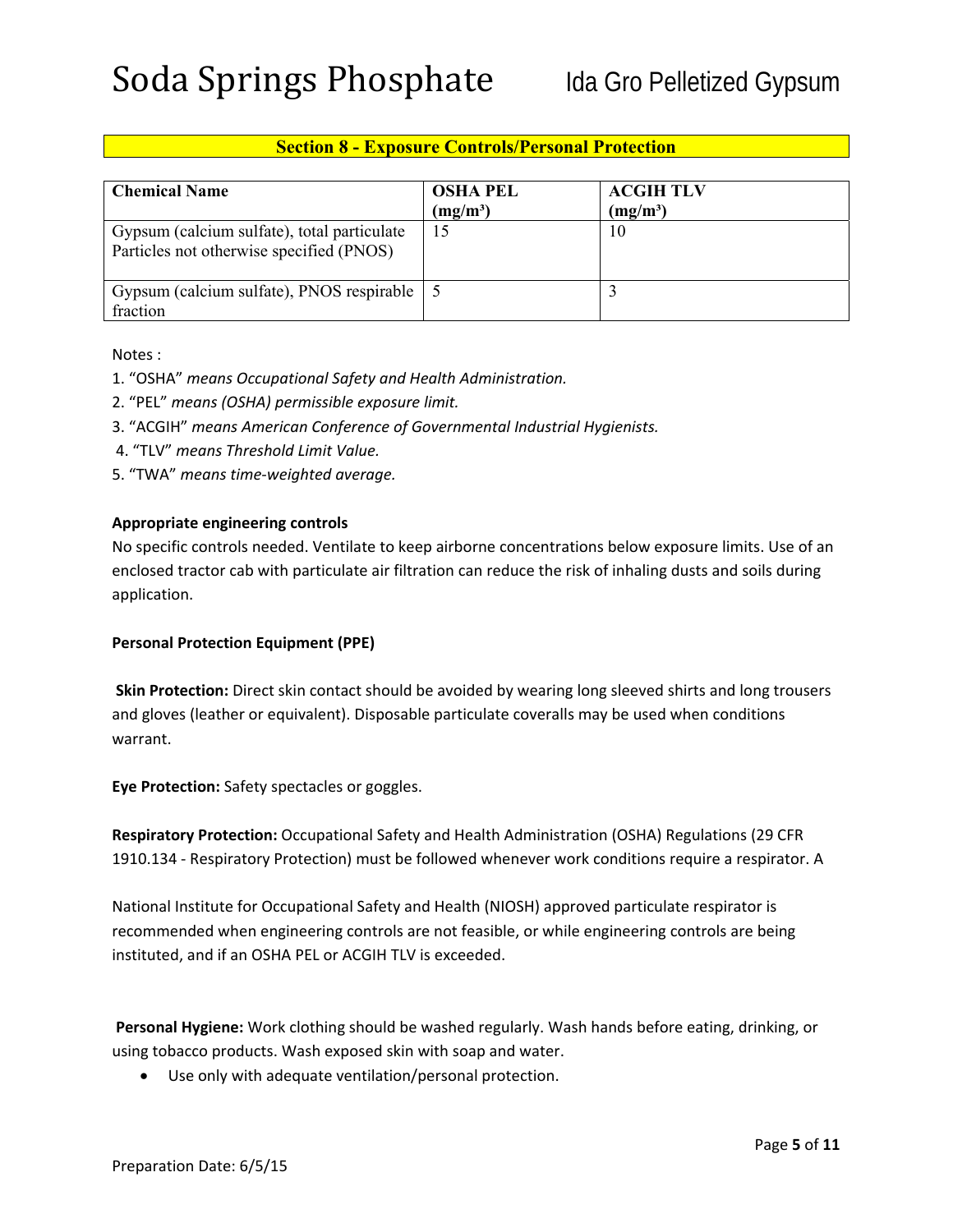## Section 8 - Exposure Controls/Personal Protection

| Chemical Name | OSHA PEL ($mg/m^3$) | ACGIH TLV ($mg/m^3$) |
|---|---|---|
| Gypsum (calcium sulfate), total particulate Particles not otherwise specified (PNOS) | 15 | 10 |
| Gypsum (calcium sulfate), PNOS respirable fraction | 5 | 3 |

Notes :

1. "OSHA" *means Occupational Safety and Health Administration.*
2. "PEL" *means (OSHA) permissible exposure limit.*
3. "ACGIH" *means American Conference of Governmental Industrial Hygienists.*
4. "TLV" *means Threshold Limit Value.*
5. "TWA" *means time-weighted average.*

**Appropriate engineering controls**

No specific controls needed. Ventilate to keep airborne concentrations below exposure limits. Use of an enclosed tractor cab with particulate air filtration can reduce the risk of inhaling dusts and soils during application.

**Personal Protection Equipment (PPE)**

**Skin Protection:** Direct skin contact should be avoided by wearing long sleeved shirts and long trousers and gloves (leather or equivalent). Disposable particulate coveralls may be used when conditions warrant.

**Eye Protection:** Safety spectacles or goggles.

**Respiratory Protection:** Occupational Safety and Health Administration (OSHA) Regulations (29 CFR 1910.134 - Respiratory Protection) must be followed whenever work conditions require a respirator. A

National Institute for Occupational Safety and Health (NIOSH) approved particulate respirator is recommended when engineering controls are not feasible, or while engineering controls are being instituted, and if an OSHA PEL or ACGIH TLV is exceeded.

**Personal Hygiene:** Work clothing should be washed regularly. Wash hands before eating, drinking, or using tobacco products. Wash exposed skin with soap and water.

- Use only with adequate ventilation/personal protection.

Preparation Date: 6/5/15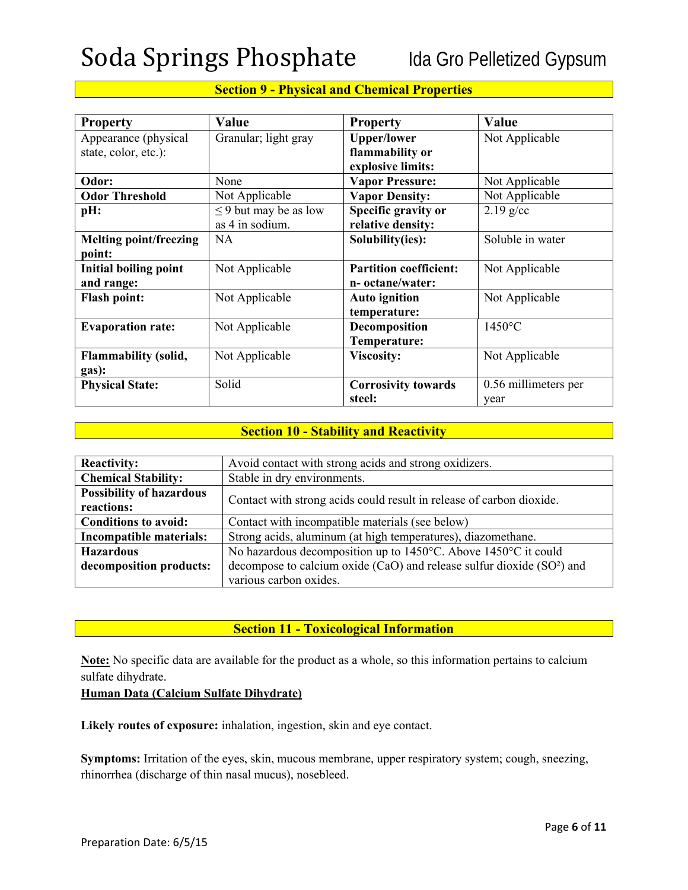## Section 9 - Physical and Chemical Properties

| Property | Value | Property | Value |
|---|---|---|---|
| Appearance (physical state, color, etc.): | Granular; light gray | **Upper/lower flammability or explosive limits:** | Not Applicable |
| **Odor:** | None | **Vapor Pressure:** | Not Applicable |
| **Odor Threshold** | Not Applicable | **Vapor Density:** | Not Applicable |
| **pH:** | ≤ 9 but may be as low as 4 in sodium. | **Specific gravity or relative density:** | 2.19 g/cc |
| **Melting point/freezing point:** | NA | **Solubility(ies):** | Soluble in water |
| **Initial boiling point and range:** | Not Applicable | **Partition coefficient: n- octane/water:** | Not Applicable |
| **Flash point:** | Not Applicable | **Auto ignition temperature:** | Not Applicable |
| **Evaporation rate:** | Not Applicable | **Decomposition Temperature:** | 1450°C |
| **Flammability (solid, gas):** | Not Applicable | **Viscosity:** | Not Applicable |
| **Physical State:** | Solid | **Corrosivity towards steel:** | 0.56 millimeters per year |

## Section 10 - Stability and Reactivity

| | |
|---|---|
| **Reactivity:** | Avoid contact with strong acids and strong oxidizers. |
| **Chemical Stability:** | Stable in dry environments. |
| **Possibility of hazardous reactions:** | Contact with strong acids could result in release of carbon dioxide. |
| **Conditions to avoid:** | Contact with incompatible materials (see below) |
| **Incompatible materials:** | Strong acids, aluminum (at high temperatures), diazomethane. |
| **Hazardous decomposition products:** | No hazardous decomposition up to 1450°C. Above 1450°C it could decompose to calcium oxide (CaO) and release sulfur dioxide ($SO^2$) and various carbon oxides. |

## Section 11 - Toxicological Information

**Note:** No specific data are available for the product as a whole, so this information pertains to calcium sulfate dihydrate.

**Human Data (Calcium Sulfate Dihydrate)**

**Likely routes of exposure:** inhalation, ingestion, skin and eye contact.

**Symptoms:** Irritation of the eyes, skin, mucous membrane, upper respiratory system; cough, sneezing, rhinorrhea (discharge of thin nasal mucus), nosebleed.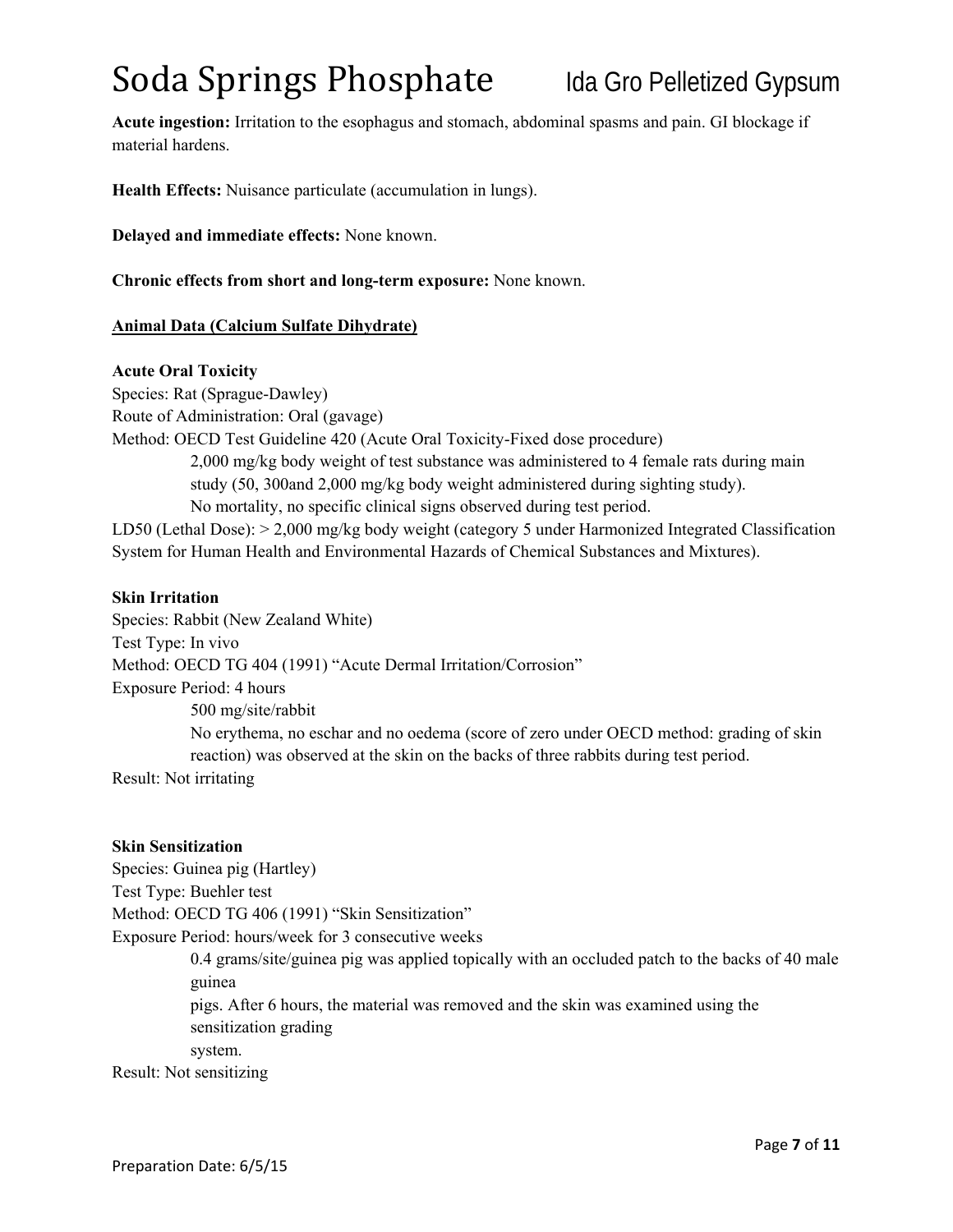**Acute ingestion:** Irritation to the esophagus and stomach, abdominal spasms and pain. GI blockage if material hardens.

**Health Effects:** Nuisance particulate (accumulation in lungs).

**Delayed and immediate effects:** None known.

**Chronic effects from short and long-term exposure:** None known.

**Animal Data (Calcium Sulfate Dihydrate)**

**Acute Oral Toxicity**

Species: Rat (Sprague-Dawley)
Route of Administration: Oral (gavage)
Method: OECD Test Guideline 420 (Acute Oral Toxicity-Fixed dose procedure)

> 2,000 mg/kg body weight of test substance was administered to 4 female rats during main study (50, 300and 2,000 mg/kg body weight administered during sighting study).
> No mortality, no specific clinical signs observed during test period.

LD50 (Lethal Dose): > 2,000 mg/kg body weight (category 5 under Harmonized Integrated Classification System for Human Health and Environmental Hazards of Chemical Substances and Mixtures).

**Skin Irritation**

Species: Rabbit (New Zealand White)
Test Type: In vivo
Method: OECD TG 404 (1991) "Acute Dermal Irritation/Corrosion"
Exposure Period: 4 hours

> 500 mg/site/rabbit
> No erythema, no eschar and no oedema (score of zero under OECD method: grading of skin reaction) was observed at the skin on the backs of three rabbits during test period.

Result: Not irritating

**Skin Sensitization**

Species: Guinea pig (Hartley)
Test Type: Buehler test
Method: OECD TG 406 (1991) "Skin Sensitization"
Exposure Period: hours/week for 3 consecutive weeks

> 0.4 grams/site/guinea pig was applied topically with an occluded patch to the backs of 40 male guinea
> pigs. After 6 hours, the material was removed and the skin was examined using the sensitization grading
> system.

Result: Not sensitizing

Preparation Date: 6/5/15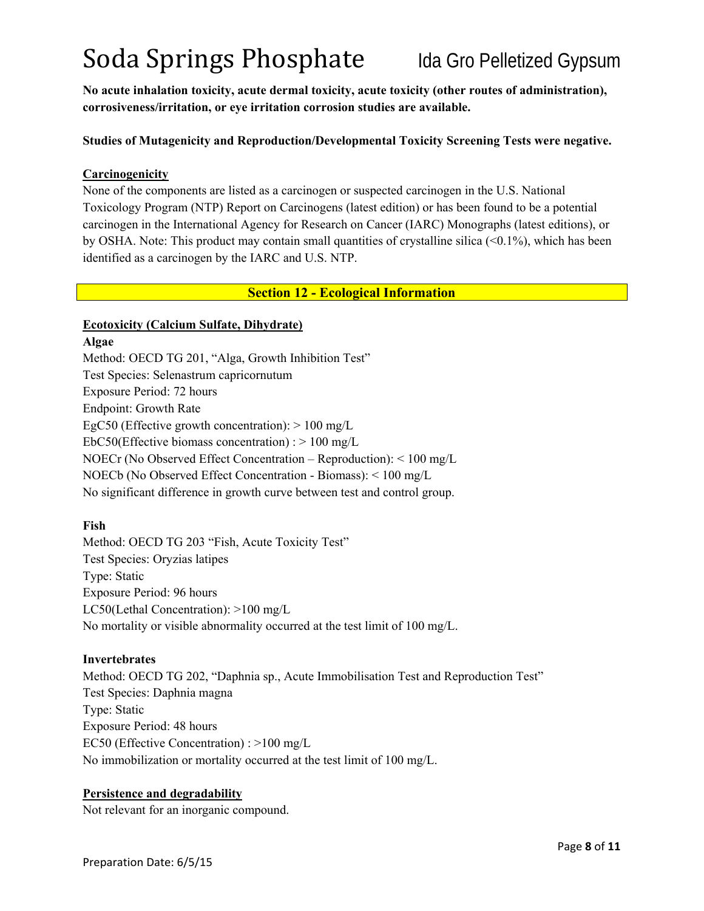**No acute inhalation toxicity, acute dermal toxicity, acute toxicity (other routes of administration), corrosiveness/irritation, or eye irritation corrosion studies are available.**

**Studies of Mutagenicity and Reproduction/Developmental Toxicity Screening Tests were negative.**

**Carcinogenicity**

None of the components are listed as a carcinogen or suspected carcinogen in the U.S. National Toxicology Program (NTP) Report on Carcinogens (latest edition) or has been found to be a potential carcinogen in the International Agency for Research on Cancer (IARC) Monographs (latest editions), or by OSHA. Note: This product may contain small quantities of crystalline silica (<0.1%), which has been identified as a carcinogen by the IARC and U.S. NTP.

## Section 12 - Ecological Information

**Ecotoxicity (Calcium Sulfate, Dihydrate)**

**Algae**

Method: OECD TG 201, "Alga, Growth Inhibition Test"
Test Species: Selenastrum capricornutum
Exposure Period: 72 hours
Endpoint: Growth Rate
EgC50 (Effective growth concentration): > 100 mg/L
EbC50(Effective biomass concentration) : > 100 mg/L
NOECr (No Observed Effect Concentration – Reproduction): < 100 mg/L
NOECb (No Observed Effect Concentration - Biomass): < 100 mg/L
No significant difference in growth curve between test and control group.

**Fish**

Method: OECD TG 203 "Fish, Acute Toxicity Test"
Test Species: Oryzias latipes
Type: Static
Exposure Period: 96 hours
LC50(Lethal Concentration): >100 mg/L
No mortality or visible abnormality occurred at the test limit of 100 mg/L.

**Invertebrates**

Method: OECD TG 202, "Daphnia sp., Acute Immobilisation Test and Reproduction Test"
Test Species: Daphnia magna
Type: Static
Exposure Period: 48 hours
EC50 (Effective Concentration) : >100 mg/L
No immobilization or mortality occurred at the test limit of 100 mg/L.

**Persistence and degradability**

Not relevant for an inorganic compound.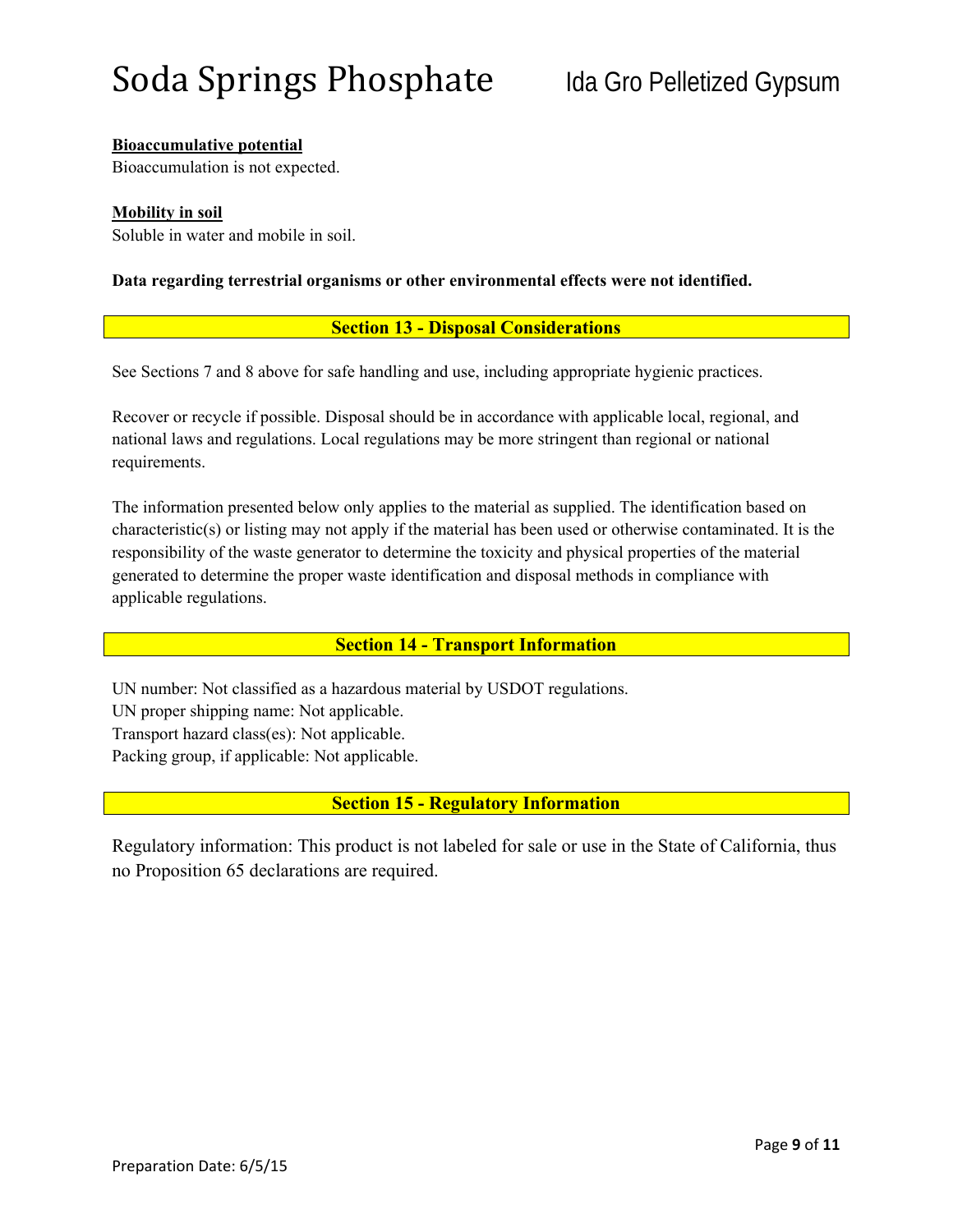**Bioaccumulative potential**

Bioaccumulation is not expected.

**Mobility in soil**

Soluble in water and mobile in soil.

**Data regarding terrestrial organisms or other environmental effects were not identified.**

## Section 13 - Disposal Considerations

See Sections 7 and 8 above for safe handling and use, including appropriate hygienic practices.

Recover or recycle if possible. Disposal should be in accordance with applicable local, regional, and national laws and regulations. Local regulations may be more stringent than regional or national requirements.

The information presented below only applies to the material as supplied. The identification based on characteristic(s) or listing may not apply if the material has been used or otherwise contaminated. It is the responsibility of the waste generator to determine the toxicity and physical properties of the material generated to determine the proper waste identification and disposal methods in compliance with applicable regulations.

## Section 14 - Transport Information

UN number: Not classified as a hazardous material by USDOT regulations.
UN proper shipping name: Not applicable.
Transport hazard class(es): Not applicable.
Packing group, if applicable: Not applicable.

## Section 15 - Regulatory Information

Regulatory information: This product is not labeled for sale or use in the State of California, thus no Proposition 65 declarations are required.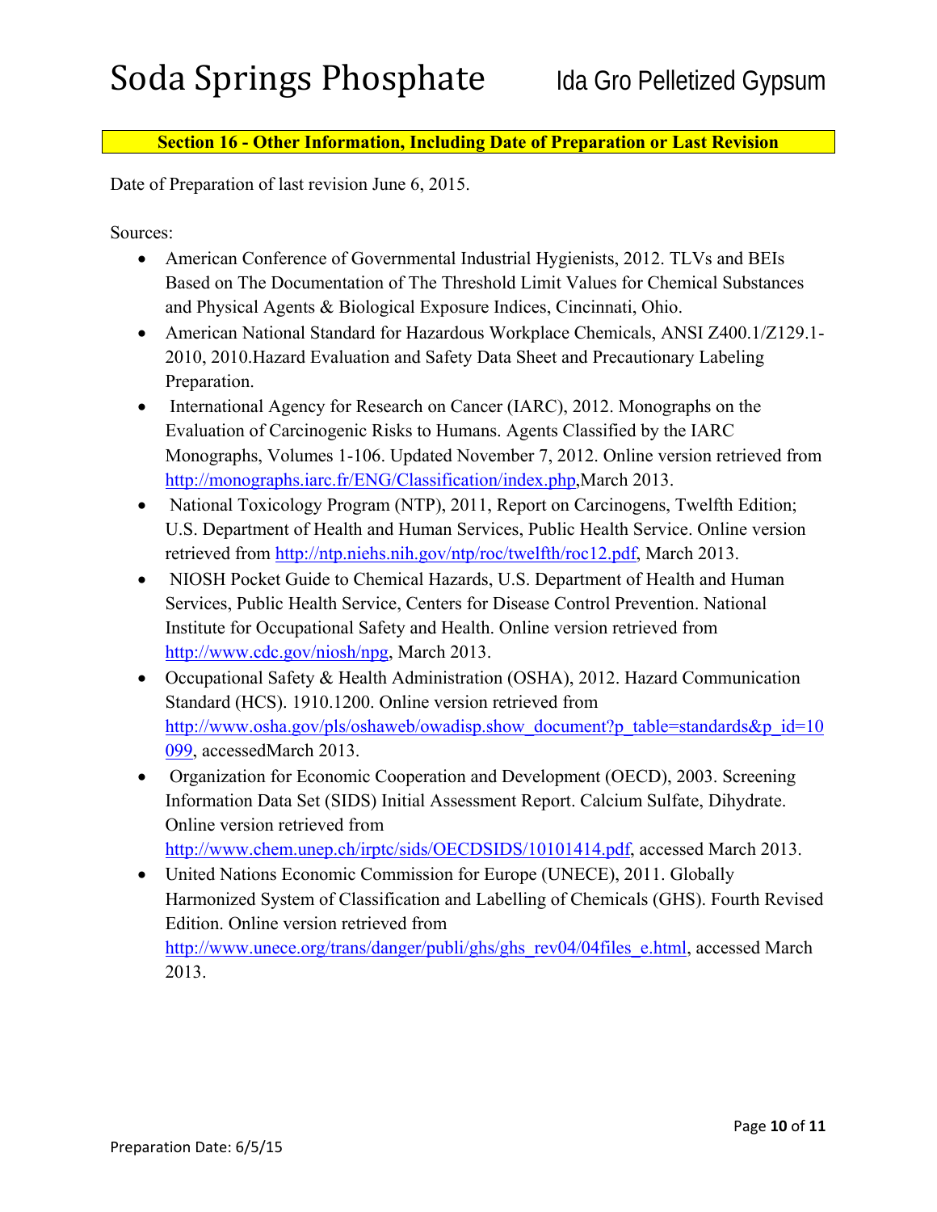## Section 16 - Other Information, Including Date of Preparation or Last Revision

Date of Preparation of last revision June 6, 2015.

Sources:

- American Conference of Governmental Industrial Hygienists, 2012. TLVs and BEIs Based on The Documentation of The Threshold Limit Values for Chemical Substances and Physical Agents & Biological Exposure Indices, Cincinnati, Ohio.
- American National Standard for Hazardous Workplace Chemicals, ANSI Z400.1/Z129.1-2010, 2010.Hazard Evaluation and Safety Data Sheet and Precautionary Labeling Preparation.
- International Agency for Research on Cancer (IARC), 2012. Monographs on the Evaluation of Carcinogenic Risks to Humans. Agents Classified by the IARC Monographs, Volumes 1-106. Updated November 7, 2012. Online version retrieved from http://monographs.iarc.fr/ENG/Classification/index.php,March 2013.
- National Toxicology Program (NTP), 2011, Report on Carcinogens, Twelfth Edition; U.S. Department of Health and Human Services, Public Health Service. Online version retrieved from http://ntp.niehs.nih.gov/ntp/roc/twelfth/roc12.pdf, March 2013.
- NIOSH Pocket Guide to Chemical Hazards, U.S. Department of Health and Human Services, Public Health Service, Centers for Disease Control Prevention. National Institute for Occupational Safety and Health. Online version retrieved from http://www.cdc.gov/niosh/npg, March 2013.
- Occupational Safety & Health Administration (OSHA), 2012. Hazard Communication Standard (HCS). 1910.1200. Online version retrieved from http://www.osha.gov/pls/oshaweb/owadisp.show_document?p_table=standards&p_id=10099, accessedMarch 2013.
- Organization for Economic Cooperation and Development (OECD), 2003. Screening Information Data Set (SIDS) Initial Assessment Report. Calcium Sulfate, Dihydrate. Online version retrieved from http://www.chem.unep.ch/irptc/sids/OECDSIDS/10101414.pdf, accessed March 2013.
- United Nations Economic Commission for Europe (UNECE), 2011. Globally Harmonized System of Classification and Labelling of Chemicals (GHS). Fourth Revised Edition. Online version retrieved from http://www.unece.org/trans/danger/publi/ghs/ghs_rev04/04files_e.html, accessed March 2013.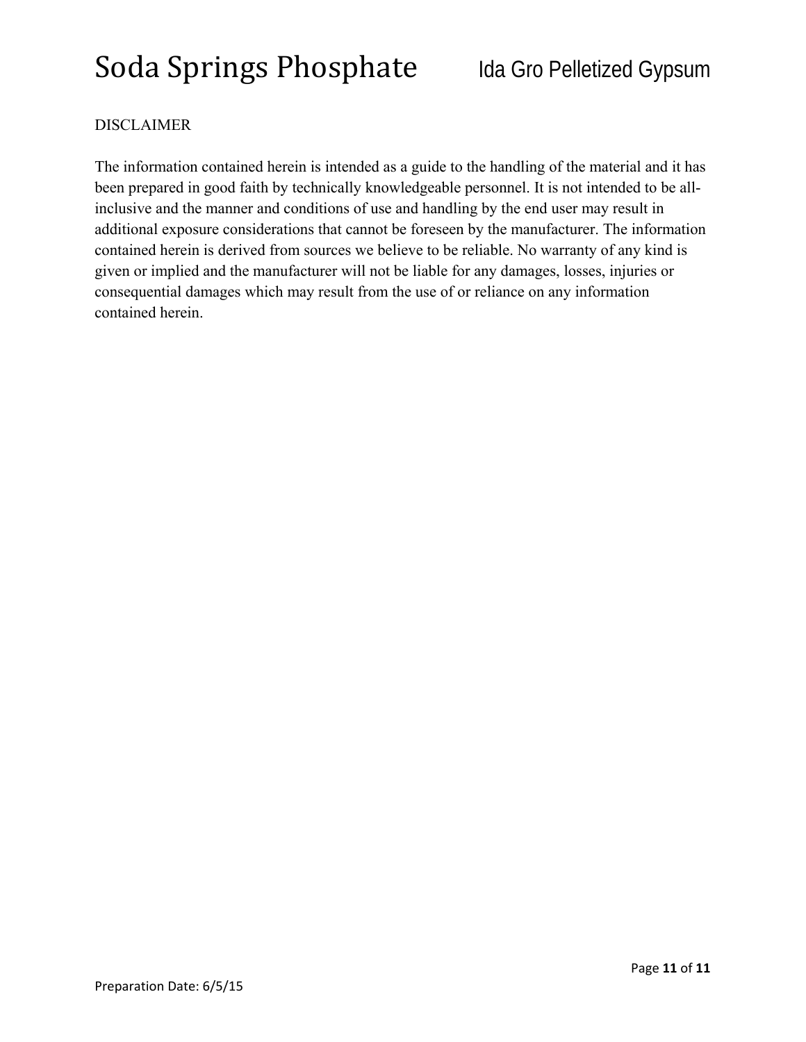DISCLAIMER

The information contained herein is intended as a guide to the handling of the material and it has been prepared in good faith by technically knowledgeable personnel. It is not intended to be all-inclusive and the manner and conditions of use and handling by the end user may result in additional exposure considerations that cannot be foreseen by the manufacturer. The information contained herein is derived from sources we believe to be reliable. No warranty of any kind is given or implied and the manufacturer will not be liable for any damages, losses, injuries or consequential damages which may result from the use of or reliance on any information contained herein.